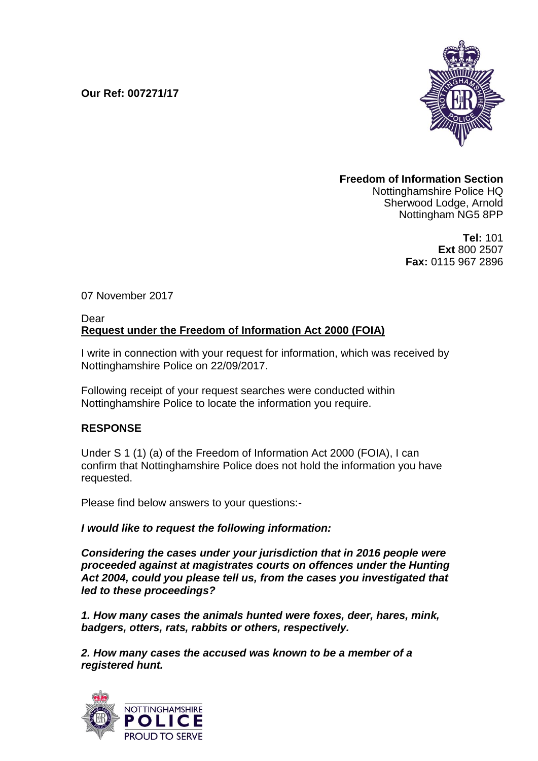**Our Ref: 007271/17**

**Freedom of Information Section**
Nottinghamshire Police HQ
Sherwood Lodge, Arnold
Nottingham NG5 8PP

**Tel:** 101
**Ext** 800 2507
**Fax:** 0115 967 2896

07 November 2017

Dear

**Request under the Freedom of Information Act 2000 (FOIA)**

I write in connection with your request for information, which was received by Nottinghamshire Police on 22/09/2017.

Following receipt of your request searches were conducted within Nottinghamshire Police to locate the information you require.

**RESPONSE**

Under S 1 (1) (a) of the Freedom of Information Act 2000 (FOIA), I can confirm that Nottinghamshire Police does not hold the information you have requested.

Please find below answers to your questions:-

***I would like to request the following information:***

***Considering the cases under your jurisdiction that in 2016 people were proceeded against at magistrates courts on offences under the Hunting Act 2004, could you please tell us, from the cases you investigated that led to these proceedings?***

***1. How many cases the animals hunted were foxes, deer, hares, mink, badgers, otters, rats, rabbits or others, respectively.***

***2. How many cases the accused was known to be a member of a registered hunt.***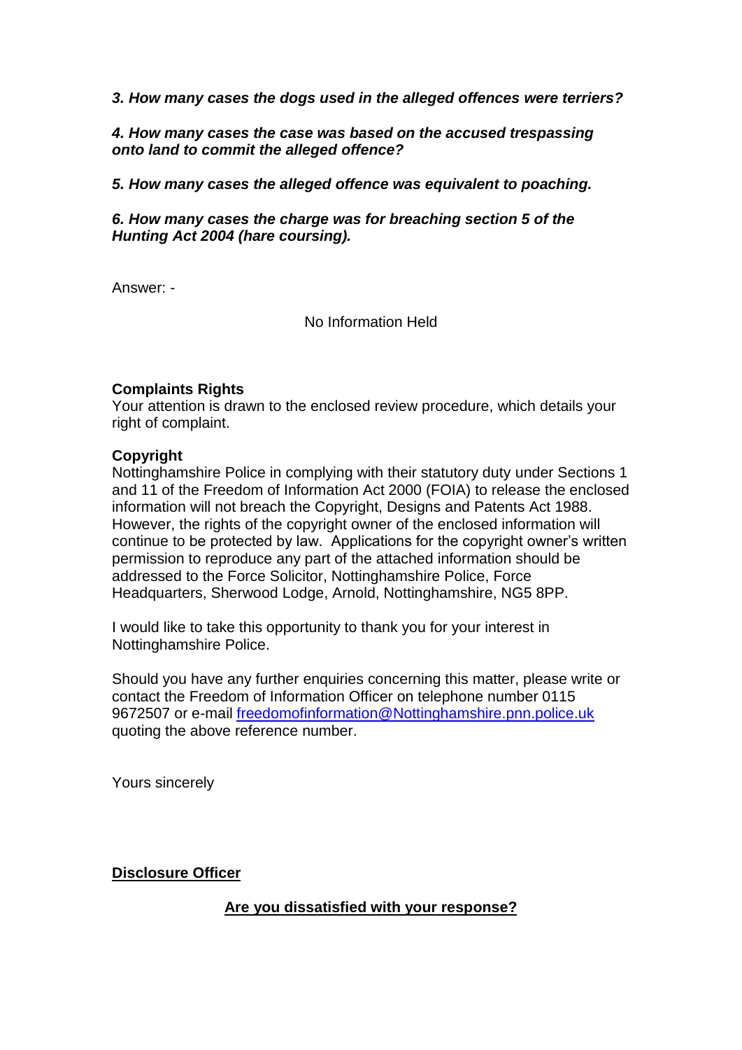***3. How many cases the dogs used in the alleged offences were terriers?***

***4. How many cases the case was based on the accused trespassing onto land to commit the alleged offence?***

***5. How many cases the alleged offence was equivalent to poaching.***

***6. How many cases the charge was for breaching section 5 of the Hunting Act 2004 (hare coursing).***

Answer: -

No Information Held

**Complaints Rights**
Your attention is drawn to the enclosed review procedure, which details your right of complaint.

**Copyright**
Nottinghamshire Police in complying with their statutory duty under Sections 1 and 11 of the Freedom of Information Act 2000 (FOIA) to release the enclosed information will not breach the Copyright, Designs and Patents Act 1988. However, the rights of the copyright owner of the enclosed information will continue to be protected by law. Applications for the copyright owner's written permission to reproduce any part of the attached information should be addressed to the Force Solicitor, Nottinghamshire Police, Force Headquarters, Sherwood Lodge, Arnold, Nottinghamshire, NG5 8PP.

I would like to take this opportunity to thank you for your interest in Nottinghamshire Police.

Should you have any further enquiries concerning this matter, please write or contact the Freedom of Information Officer on telephone number 0115 9672507 or e-mail freedomofinformation@Nottinghamshire.pnn.police.uk quoting the above reference number.

Yours sincerely

**Disclosure Officer**

**Are you dissatisfied with your response?**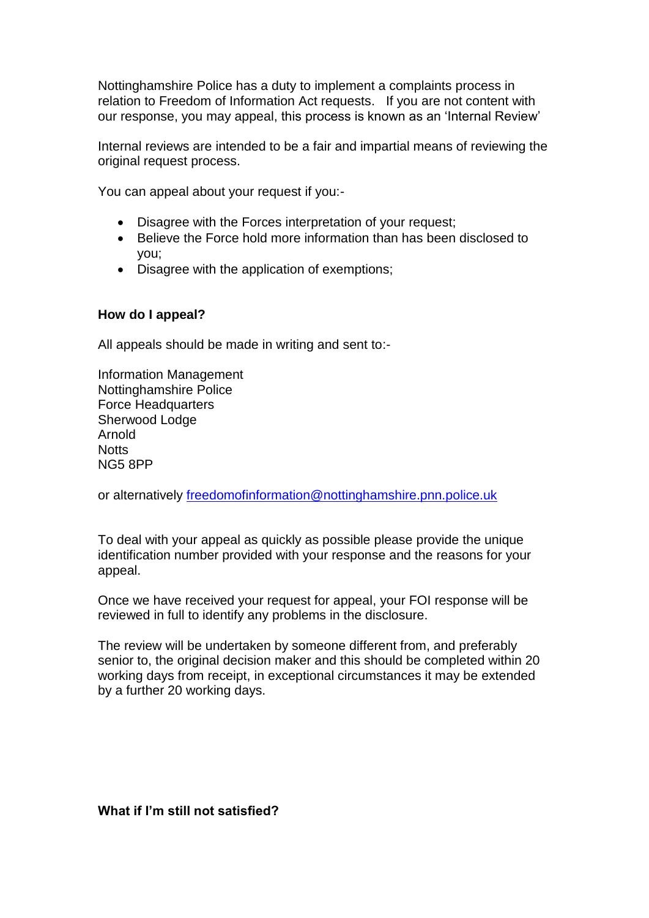Nottinghamshire Police has a duty to implement a complaints process in relation to Freedom of Information Act requests. If you are not content with our response, you may appeal, this process is known as an 'Internal Review'

Internal reviews are intended to be a fair and impartial means of reviewing the original request process.

You can appeal about your request if you:-

- Disagree with the Forces interpretation of your request;
- Believe the Force hold more information than has been disclosed to you;
- Disagree with the application of exemptions;

**How do I appeal?**

All appeals should be made in writing and sent to:-

Information Management
Nottinghamshire Police
Force Headquarters
Sherwood Lodge
Arnold
Notts
NG5 8PP

or alternatively freedomofinformation@nottinghamshire.pnn.police.uk

To deal with your appeal as quickly as possible please provide the unique identification number provided with your response and the reasons for your appeal.

Once we have received your request for appeal, your FOI response will be reviewed in full to identify any problems in the disclosure.

The review will be undertaken by someone different from, and preferably senior to, the original decision maker and this should be completed within 20 working days from receipt, in exceptional circumstances it may be extended by a further 20 working days.

**What if I'm still not satisfied?**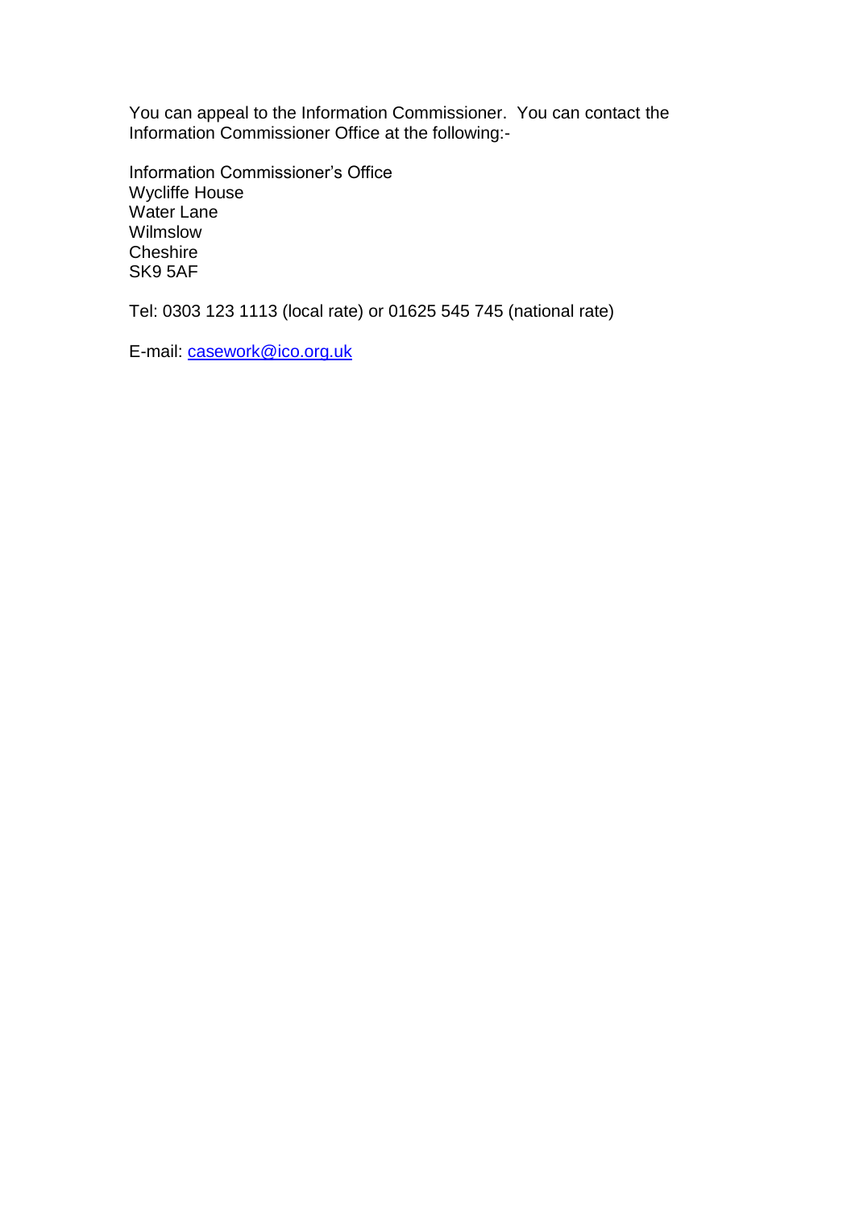You can appeal to the Information Commissioner. You can contact the Information Commissioner Office at the following:-

Information Commissioner's Office
Wycliffe House
Water Lane
Wilmslow
Cheshire
SK9 5AF

Tel: 0303 123 1113 (local rate) or 01625 545 745 (national rate)

E-mail: casework@ico.org.uk